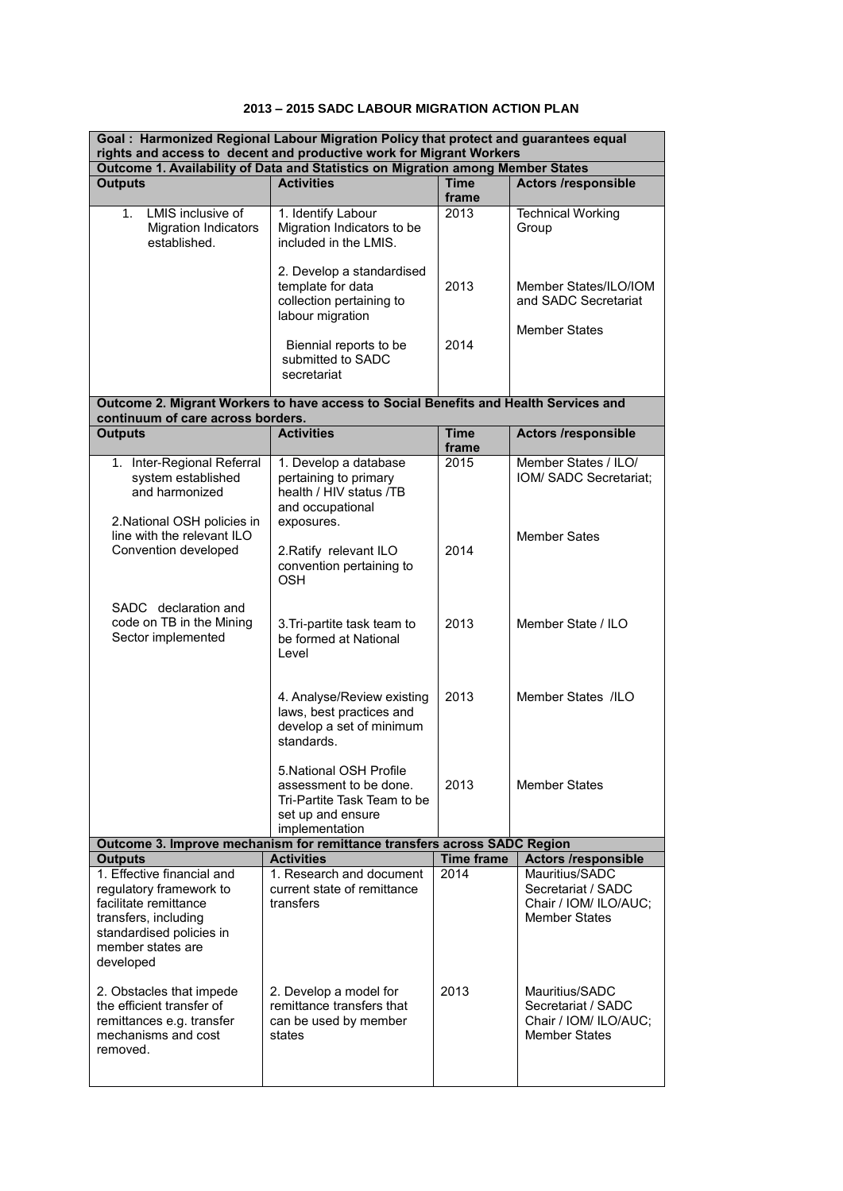# 2013 – 2015 SADC LABOUR MIGRATION ACTION PLAN

| **Goal : Harmonized Regional Labour Migration Policy that protect and guarantees equal rights and access to decent and productive work for Migrant Workers** | | | |
|---|---|---|---|
| **Outcome 1. Availability of Data and Statistics on Migration among Member States** | | | |
| **Outputs** | **Activities** | **Time frame** | **Actors /responsible** |
| 1. LMIS inclusive of Migration Indicators established. | 1. Identify Labour Migration Indicators to be included in the LMIS.<br><br>2. Develop a standardised template for data collection pertaining to labour migration<br><br>Biennial reports to be submitted to SADC secretariat | 2013<br><br>2013<br><br>2014 | Technical Working Group<br><br>Member States/ILO/IOM and SADC Secretariat<br><br>Member States |
| **Outcome 2. Migrant Workers to have access to Social Benefits and Health Services and continuum of care across borders.** | | | |
| **Outputs** | **Activities** | **Time frame** | **Actors /responsible** |
| 1. Inter-Regional Referral system established and harmonized<br><br>2.National OSH policies in line with the relevant ILO Convention developed<br><br>SADC declaration and code on TB in the Mining Sector implemented | 1. Develop a database pertaining to primary health / HIV status /TB and occupational exposures.<br><br>2.Ratify relevant ILO convention pertaining to OSH<br><br>3.Tri-partite task team to be formed at National Level<br><br>4. Analyse/Review existing laws, best practices and develop a set of minimum standards.<br><br>5.National OSH Profile assessment to be done. Tri-Partite Task Team to be set up and ensure implementation | 2015<br><br>2014<br><br>2013<br><br>2013<br><br>2013 | Member States / ILO/ IOM/ SADC Secretariat;<br><br>Member Sates<br><br>Member State / ILO<br><br>Member States /ILO<br><br>Member States |
| **Outcome 3. Improve mechanism for remittance transfers across SADC Region** | | | |
| **Outputs** | **Activities** | **Time frame** | **Actors /responsible** |
| 1. Effective financial and regulatory framework to facilitate remittance transfers, including standardised policies in member states are developed | 1. Research and document current state of remittance transfers | 2014 | Mauritius/SADC Secretariat / SADC Chair / IOM/ ILO/AUC; Member States |
| 2. Obstacles that impede the efficient transfer of remittances e.g. transfer mechanisms and cost removed. | 2. Develop a model for remittance transfers that can be used by member states | 2013 | Mauritius/SADC Secretariat / SADC Chair / IOM/ ILO/AUC; Member States |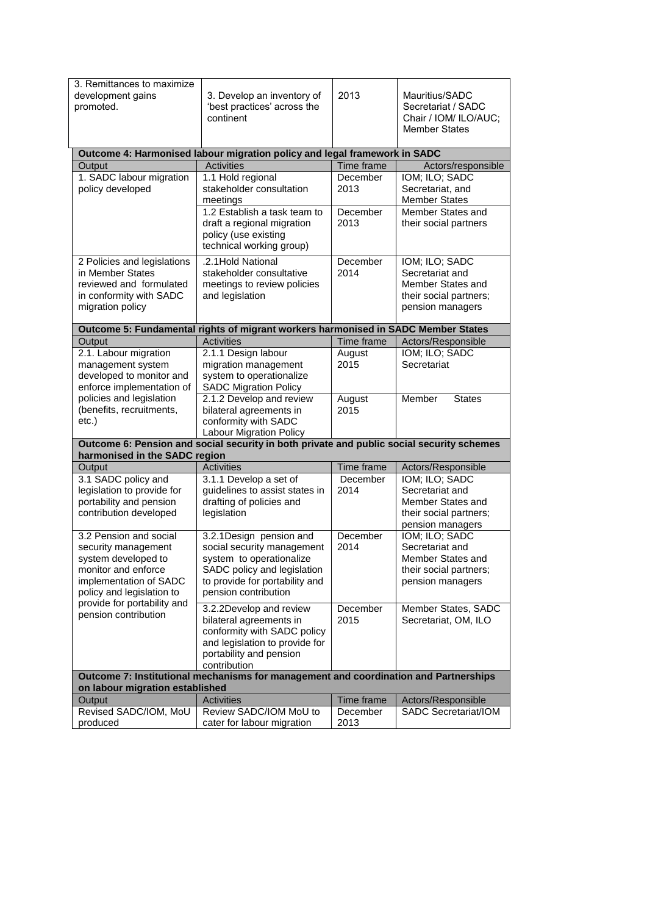| | | | |
|---|---|---|---|
| 3. Remittances to maximize development gains promoted. | 3. Develop an inventory of 'best practices' across the continent | 2013 | Mauritius/SADC Secretariat / SADC Chair / IOM/ ILO/AUC; Member States |
| **Outcome 4: Harmonised labour migration policy and legal framework in SADC** | | | |
| Output | Activities | Time frame | Actors/responsible |
| 1. SADC labour migration policy developed | 1.1 Hold regional stakeholder consultation meetings | December 2013 | IOM; ILO; SADC Secretariat, and Member States |
| | 1.2 Establish a task team to draft a regional migration policy (use existing technical working group) | December 2013 | Member States and their social partners |
| 2 Policies and legislations in Member States reviewed and formulated in conformity with SADC migration policy | .2.1Hold National stakeholder consultative meetings to review policies and legislation | December 2014 | IOM; ILO; SADC Secretariat and Member States and their social partners; pension managers |
| **Outcome 5: Fundamental rights of migrant workers harmonised in SADC Member States** | | | |
| Output | Activities | Time frame | Actors/Responsible |
| 2.1. Labour migration management system developed to monitor and enforce implementation of policies and legislation (benefits, recruitments, etc.) | 2.1.1 Design labour migration management system to operationalize SADC Migration Policy | August 2015 | IOM; ILO; SADC Secretariat |
| | 2.1.2 Develop and review bilateral agreements in conformity with SADC Labour Migration Policy | August 2015 | Member States |
| **Outcome 6: Pension and social security in both private and public security schemes harmonised in the SADC region** | | | |
| Output | Activities | Time frame | Actors/Responsible |
| 3.1 SADC policy and legislation to provide for portability and pension contribution developed | 3.1.1 Develop a set of guidelines to assist states in drafting of policies and legislation | December 2014 | IOM; ILO; SADC Secretariat and Member States and their social partners; pension managers |
| 3.2 Pension and social security management system developed to monitor and enforce implementation of SADC policy and legislation to provide for portability and pension contribution | 3.2.1Design pension and social security management system to operationalize SADC policy and legislation to provide for portability and pension contribution | December 2014 | IOM; ILO; SADC Secretariat and Member States and their social partners; pension managers |
| | 3.2.2Develop and review bilateral agreements in conformity with SADC policy and legislation to provide for portability and pension contribution | December 2015 | Member States, SADC Secretariat, OM, ILO |
| **Outcome 7: Institutional mechanisms for management and coordination and Partnerships on labour migration established** | | | |
| Output | Activities | Time frame | Actors/Responsible |
| Revised SADC/IOM, MoU produced | Review SADC/IOM MoU to cater for labour migration | December 2013 | SADC Secretariat/IOM |